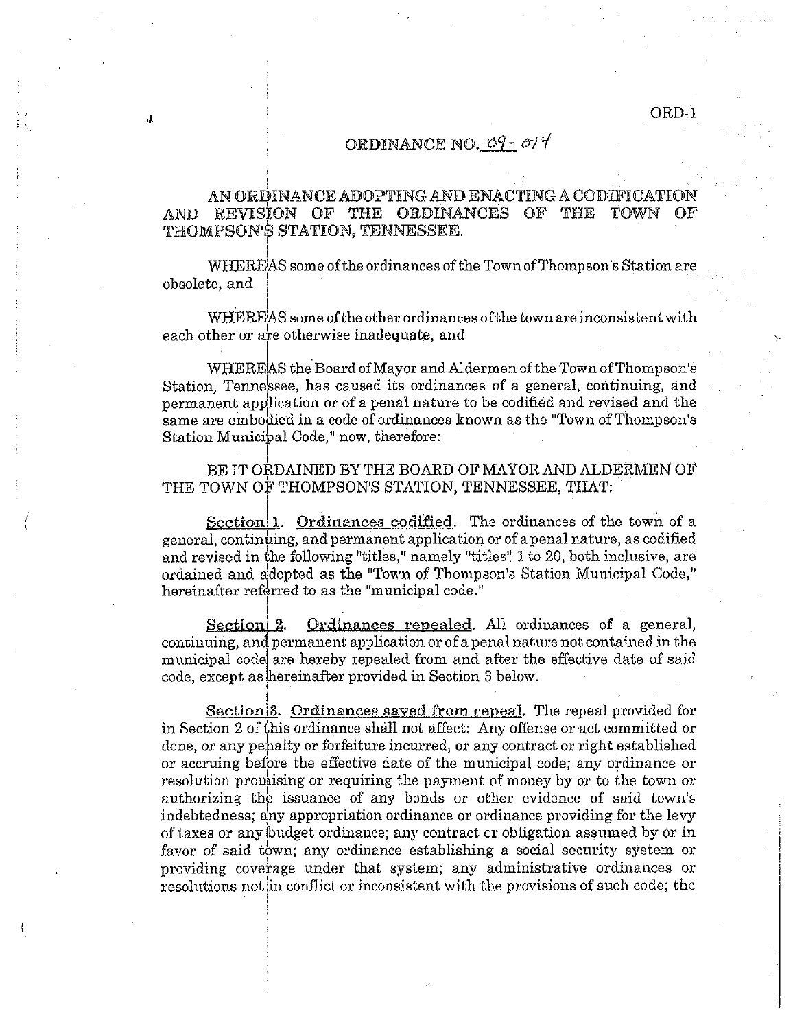ORD-1

# ORDINANCE NO. 09-014

## AN ORDINANCE ADOPTING AND ENACTING A CODIFICATION AND REVISION OF THE ORDINANCES OF THE TOWN OF THOMPSON'S STATION, TENNESSEE.

WHEREAS some of the ordinances of the Town of Thompson's Station are obsolete, and

WHEREAS some of the other ordinances of the town are inconsistent with each other or are otherwise inadequate, and

WHEREAS the Board of Mayor and Aldermen of the Town of Thompson's Station, Tennessee, has caused its ordinances of a general, continuing, and permanent application or of a penal nature to be codified and revised and the same are embodied in a code of ordinances known as the "Town of Thompson's Station Municipal Code," now, therefore:

BE IT ORDAINED BY THE BOARD OF MAYOR AND ALDERMEN OF THE TOWN OF THOMPSON'S STATION, TENNESSEE, THAT:

Section 1. Ordinances codified. The ordinances of the town of a general, continuing, and permanent application or of a penal nature, as codified and revised in the following "titles," namely "titles" 1 to 20, both inclusive, are ordained and adopted as the "Town of Thompson's Station Municipal Code," hereinafter referred to as the "municipal code."

Section 2. Ordinances repealed. All ordinances of a general, continuing, and permanent application or of a penal nature not contained in the municipal code are hereby repealed from and after the effective date of said code, except as hereinafter provided in Section 3 below.

Section 3. Ordinances saved from repeal. The repeal provided for in Section 2 of this ordinance shall not affect: Any offense or act committed or done, or any penalty or forfeiture incurred, or any contract or right established or accruing before the effective date of the municipal code; any ordinance or resolution promising or requiring the payment of money by or to the town or authorizing the issuance of any bonds or other evidence of said town's indebtedness; any appropriation ordinance or ordinance providing for the levy of taxes or any budget ordinance; any contract or obligation assumed by or in favor of said town; any ordinance establishing a social security system or providing coverage under that system; any administrative ordinances or resolutions not in conflict or inconsistent with the provisions of such code; the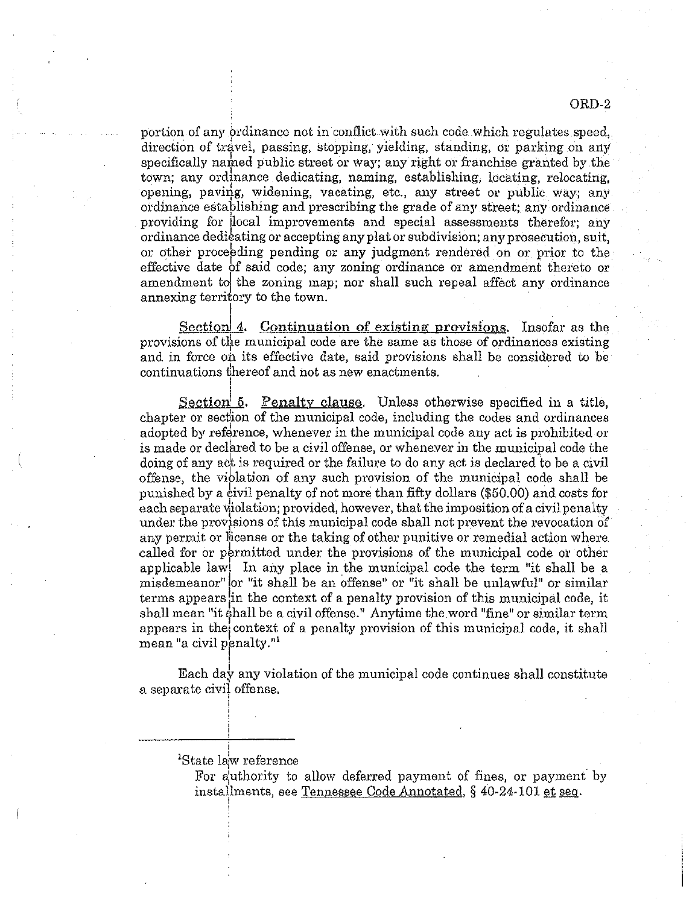portion of any ordinance not in conflict with such code which regulates speed, direction of travel, passing, stopping, yielding, standing, or parking on any specifically named public street or way; any right or franchise granted by the town; any ordinance dedicating, naming, establishing, locating, relocating, opening, paving, widening, vacating, etc., any street or public way; any ordinance establishing and prescribing the grade of any street; any ordinance providing for local improvements and special assessments therefor; any ordinance dedicating or accepting any plat or subdivision; any prosecution, suit, or other proceeding pending or any judgment rendered on or prior to the effective date of said code; any zoning ordinance or amendment thereto or amendment to the zoning map; nor shall such repeal affect any ordinance annexing territory to the town.

Section 4. Continuation of existing provisions. Insofar as the provisions of the municipal code are the same as those of ordinances existing and in force on its effective date, said provisions shall be considered to be continuations thereof and not as new enactments.

Section 5. Penalty clause. Unless otherwise specified in a title, chapter or section of the municipal code, including the codes and ordinances adopted by reference, whenever in the municipal code any act is prohibited or is made or declared to be a civil offense, or whenever in the municipal code the doing of any act is required or the failure to do any act is declared to be a civil offense, the violation of any such provision of the municipal code shall be punished by a civil penalty of not more than fifty dollars ($50.00) and costs for each separate violation; provided, however, that the imposition of a civil penalty under the provisions of this municipal code shall not prevent the revocation of any permit or license or the taking of other punitive or remedial action where called for or permitted under the provisions of the municipal code or other applicable law. In any place in the municipal code the term "it shall be a misdemeanor" or "it shall be an offense" or "it shall be unlawful" or similar terms appears in the context of a penalty provision of this municipal code, it shall mean "it shall be a civil offense." Anytime the word "fine" or similar term appears in the context of a penalty provision of this municipal code, it shall mean "a civil penalty."[1]

Each day any violation of the municipal code continues shall constitute a separate civil offense.

---

[1]State law reference

For authority to allow deferred payment of fines, or payment by installments, see Tennessee Code Annotated, § 40-24-101 et seq.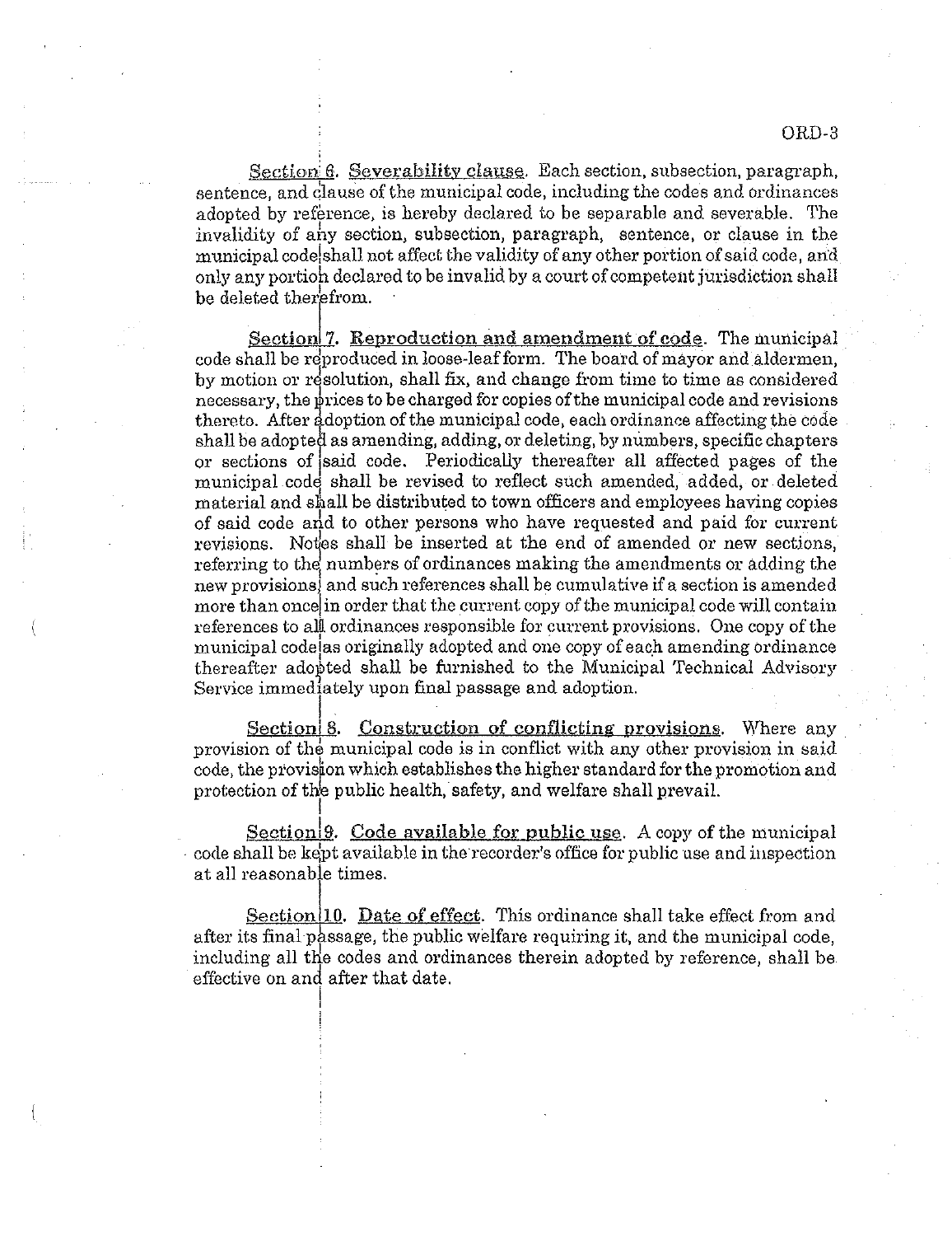Section 6. Severability clause. Each section, subsection, paragraph, sentence, and clause of the municipal code, including the codes and ordinances adopted by reference, is hereby declared to be separable and severable. The invalidity of any section, subsection, paragraph, sentence, or clause in the municipal code shall not affect the validity of any other portion of said code, and only any portion declared to be invalid by a court of competent jurisdiction shall be deleted therefrom.

Section 7. Reproduction and amendment of code. The municipal code shall be reproduced in loose-leaf form. The board of mayor and aldermen, by motion or resolution, shall fix, and change from time to time as considered necessary, the prices to be charged for copies of the municipal code and revisions thereto. After adoption of the municipal code, each ordinance affecting the code shall be adopted as amending, adding, or deleting, by numbers, specific chapters or sections of said code. Periodically thereafter all affected pages of the municipal code shall be revised to reflect such amended, added, or deleted material and shall be distributed to town officers and employees having copies of said code and to other persons who have requested and paid for current revisions. Notes shall be inserted at the end of amended or new sections, referring to the numbers of ordinances making the amendments or adding the new provisions, and such references shall be cumulative if a section is amended more than once in order that the current copy of the municipal code will contain references to all ordinances responsible for current provisions. One copy of the municipal code as originally adopted and one copy of each amending ordinance thereafter adopted shall be furnished to the Municipal Technical Advisory Service immediately upon final passage and adoption.

Section 8. Construction of conflicting provisions. Where any provision of the municipal code is in conflict with any other provision in said code, the provision which establishes the higher standard for the promotion and protection of the public health, safety, and welfare shall prevail.

Section 9. Code available for public use. A copy of the municipal code shall be kept available in the recorder's office for public use and inspection at all reasonable times.

Section 10. Date of effect. This ordinance shall take effect from and after its final passage, the public welfare requiring it, and the municipal code, including all the codes and ordinances therein adopted by reference, shall be effective on and after that date.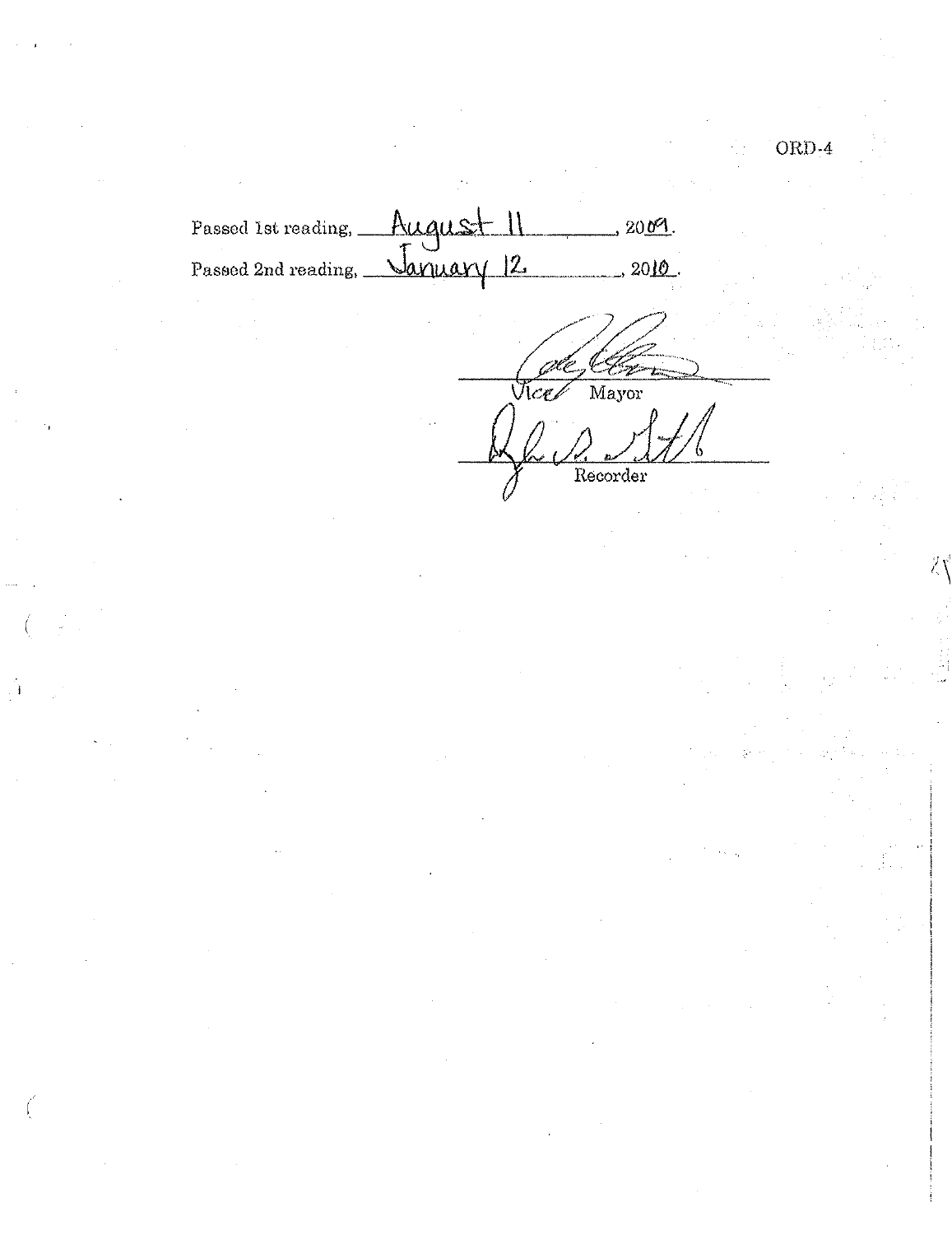ORD-4

Passed 1st reading, August 11, 2009.

Passed 2nd reading, January 12, 2010.

Vice Mayor

Recorder